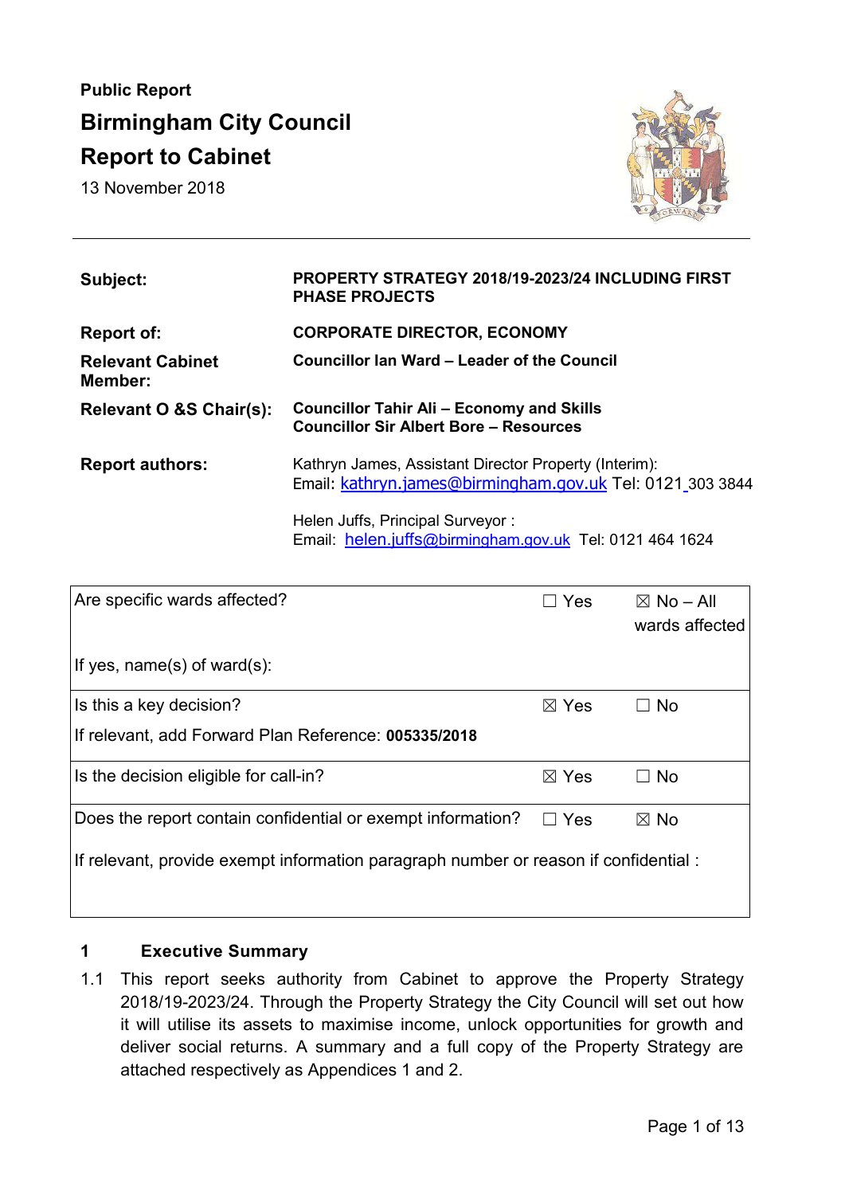**Public Report**

# Birmingham City Council

# Report to Cabinet

13 November 2018

| | |
|---|---|
| **Subject:** | **PROPERTY STRATEGY 2018/19-2023/24 INCLUDING FIRST PHASE PROJECTS** |
| **Report of:** | **CORPORATE DIRECTOR, ECONOMY** |
| **Relevant Cabinet Member:** | **Councillor Ian Ward – Leader of the Council** |
| **Relevant O &S Chair(s):** | **Councillor Tahir Ali – Economy and Skills**<br>**Councillor Sir Albert Bore – Resources** |
| **Report authors:** | Kathryn James, Assistant Director Property (Interim):<br>Email: kathryn.james@birmingham.gov.uk Tel: 0121 303 3844<br><br>Helen Juffs, Principal Surveyor :<br>Email: helen.juffs@birmingham.gov.uk Tel: 0121 464 1624 |

| | | |
|---|---|---|
| Are specific wards affected?<br><br>If yes, name(s) of ward(s): | ☐ Yes | ☒ No – All wards affected |
| Is this a key decision?<br>If relevant, add Forward Plan Reference: **005335/2018** | ☒ Yes | ☐ No |
| Is the decision eligible for call-in? | ☒ Yes | ☐ No |
| Does the report contain confidential or exempt information?<br><br>If relevant, provide exempt information paragraph number or reason if confidential : | ☐ Yes | ☒ No |

## 1 Executive Summary

1.1 This report seeks authority from Cabinet to approve the Property Strategy 2018/19-2023/24. Through the Property Strategy the City Council will set out how it will utilise its assets to maximise income, unlock opportunities for growth and deliver social returns. A summary and a full copy of the Property Strategy are attached respectively as Appendices 1 and 2.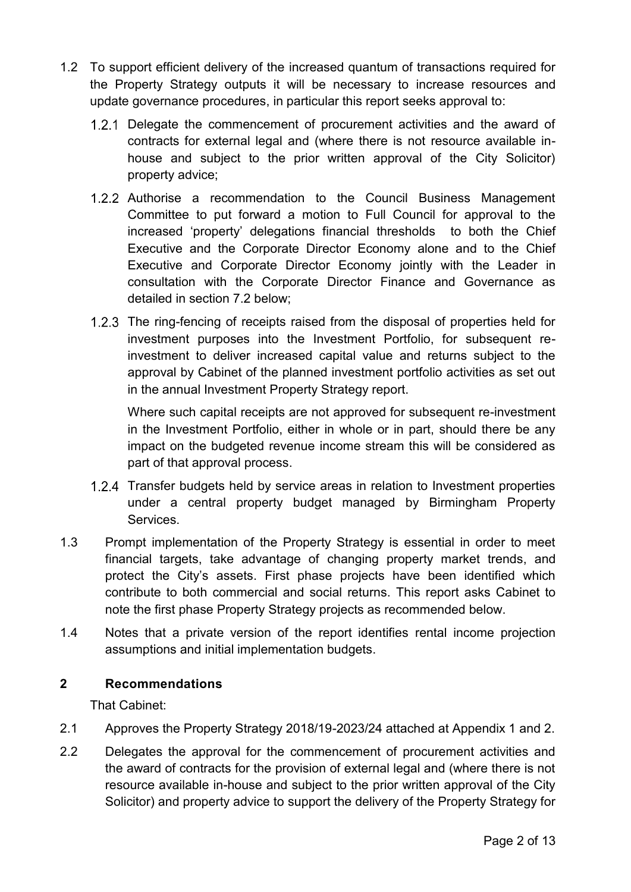1.2 To support efficient delivery of the increased quantum of transactions required for the Property Strategy outputs it will be necessary to increase resources and update governance procedures, in particular this report seeks approval to:

1.2.1 Delegate the commencement of procurement activities and the award of contracts for external legal and (where there is not resource available in-house and subject to the prior written approval of the City Solicitor) property advice;

1.2.2 Authorise a recommendation to the Council Business Management Committee to put forward a motion to Full Council for approval to the increased 'property' delegations financial thresholds to both the Chief Executive and the Corporate Director Economy alone and to the Chief Executive and Corporate Director Economy jointly with the Leader in consultation with the Corporate Director Finance and Governance as detailed in section 7.2 below;

1.2.3 The ring-fencing of receipts raised from the disposal of properties held for investment purposes into the Investment Portfolio, for subsequent re-investment to deliver increased capital value and returns subject to the approval by Cabinet of the planned investment portfolio activities as set out in the annual Investment Property Strategy report.

Where such capital receipts are not approved for subsequent re-investment in the Investment Portfolio, either in whole or in part, should there be any impact on the budgeted revenue income stream this will be considered as part of that approval process.

1.2.4 Transfer budgets held by service areas in relation to Investment properties under a central property budget managed by Birmingham Property Services.

1.3 Prompt implementation of the Property Strategy is essential in order to meet financial targets, take advantage of changing property market trends, and protect the City's assets. First phase projects have been identified which contribute to both commercial and social returns. This report asks Cabinet to note the first phase Property Strategy projects as recommended below.

1.4 Notes that a private version of the report identifies rental income projection assumptions and initial implementation budgets.

## 2 Recommendations

That Cabinet:

2.1 Approves the Property Strategy 2018/19-2023/24 attached at Appendix 1 and 2.

2.2 Delegates the approval for the commencement of procurement activities and the award of contracts for the provision of external legal and (where there is not resource available in-house and subject to the prior written approval of the City Solicitor) and property advice to support the delivery of the Property Strategy for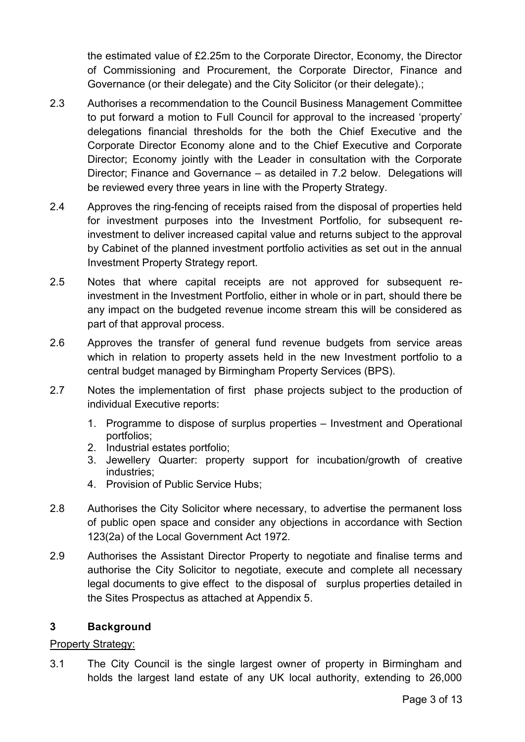the estimated value of £2.25m to the Corporate Director, Economy, the Director of Commissioning and Procurement, the Corporate Director, Finance and Governance (or their delegate) and the City Solicitor (or their delegate).;

2.3 Authorises a recommendation to the Council Business Management Committee to put forward a motion to Full Council for approval to the increased 'property' delegations financial thresholds for the both the Chief Executive and the Corporate Director Economy alone and to the Chief Executive and Corporate Director; Economy jointly with the Leader in consultation with the Corporate Director; Finance and Governance – as detailed in 7.2 below. Delegations will be reviewed every three years in line with the Property Strategy.

2.4 Approves the ring-fencing of receipts raised from the disposal of properties held for investment purposes into the Investment Portfolio, for subsequent re-investment to deliver increased capital value and returns subject to the approval by Cabinet of the planned investment portfolio activities as set out in the annual Investment Property Strategy report.

2.5 Notes that where capital receipts are not approved for subsequent re-investment in the Investment Portfolio, either in whole or in part, should there be any impact on the budgeted revenue income stream this will be considered as part of that approval process.

2.6 Approves the transfer of general fund revenue budgets from service areas which in relation to property assets held in the new Investment portfolio to a central budget managed by Birmingham Property Services (BPS).

2.7 Notes the implementation of first phase projects subject to the production of individual Executive reports:

1. Programme to dispose of surplus properties – Investment and Operational portfolios;
2. Industrial estates portfolio;
3. Jewellery Quarter: property support for incubation/growth of creative industries;
4. Provision of Public Service Hubs;

2.8 Authorises the City Solicitor where necessary, to advertise the permanent loss of public open space and consider any objections in accordance with Section 123(2a) of the Local Government Act 1972.

2.9 Authorises the Assistant Director Property to negotiate and finalise terms and authorise the City Solicitor to negotiate, execute and complete all necessary legal documents to give effect to the disposal of surplus properties detailed in the Sites Prospectus as attached at Appendix 5.

## 3 Background

Property Strategy:

3.1 The City Council is the single largest owner of property in Birmingham and holds the largest land estate of any UK local authority, extending to 26,000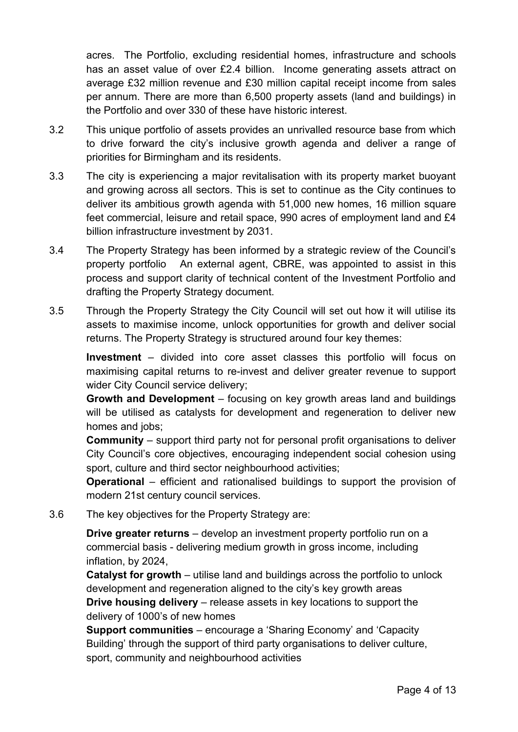acres. The Portfolio, excluding residential homes, infrastructure and schools has an asset value of over £2.4 billion. Income generating assets attract on average £32 million revenue and £30 million capital receipt income from sales per annum. There are more than 6,500 property assets (land and buildings) in the Portfolio and over 330 of these have historic interest.

3.2 This unique portfolio of assets provides an unrivalled resource base from which to drive forward the city's inclusive growth agenda and deliver a range of priorities for Birmingham and its residents.

3.3 The city is experiencing a major revitalisation with its property market buoyant and growing across all sectors. This is set to continue as the City continues to deliver its ambitious growth agenda with 51,000 new homes, 16 million square feet commercial, leisure and retail space, 990 acres of employment land and £4 billion infrastructure investment by 2031.

3.4 The Property Strategy has been informed by a strategic review of the Council's property portfolio An external agent, CBRE, was appointed to assist in this process and support clarity of technical content of the Investment Portfolio and drafting the Property Strategy document.

3.5 Through the Property Strategy the City Council will set out how it will utilise its assets to maximise income, unlock opportunities for growth and deliver social returns. The Property Strategy is structured around four key themes:

**Investment** – divided into core asset classes this portfolio will focus on maximising capital returns to re-invest and deliver greater revenue to support wider City Council service delivery;

**Growth and Development** – focusing on key growth areas land and buildings will be utilised as catalysts for development and regeneration to deliver new homes and jobs;

**Community** – support third party not for personal profit organisations to deliver City Council's core objectives, encouraging independent social cohesion using sport, culture and third sector neighbourhood activities;

**Operational** – efficient and rationalised buildings to support the provision of modern 21st century council services.

3.6 The key objectives for the Property Strategy are:

**Drive greater returns** – develop an investment property portfolio run on a commercial basis - delivering medium growth in gross income, including inflation, by 2024,

**Catalyst for growth** – utilise land and buildings across the portfolio to unlock development and regeneration aligned to the city's key growth areas

**Drive housing delivery** – release assets in key locations to support the delivery of 1000's of new homes

**Support communities** – encourage a 'Sharing Economy' and 'Capacity Building' through the support of third party organisations to deliver culture, sport, community and neighbourhood activities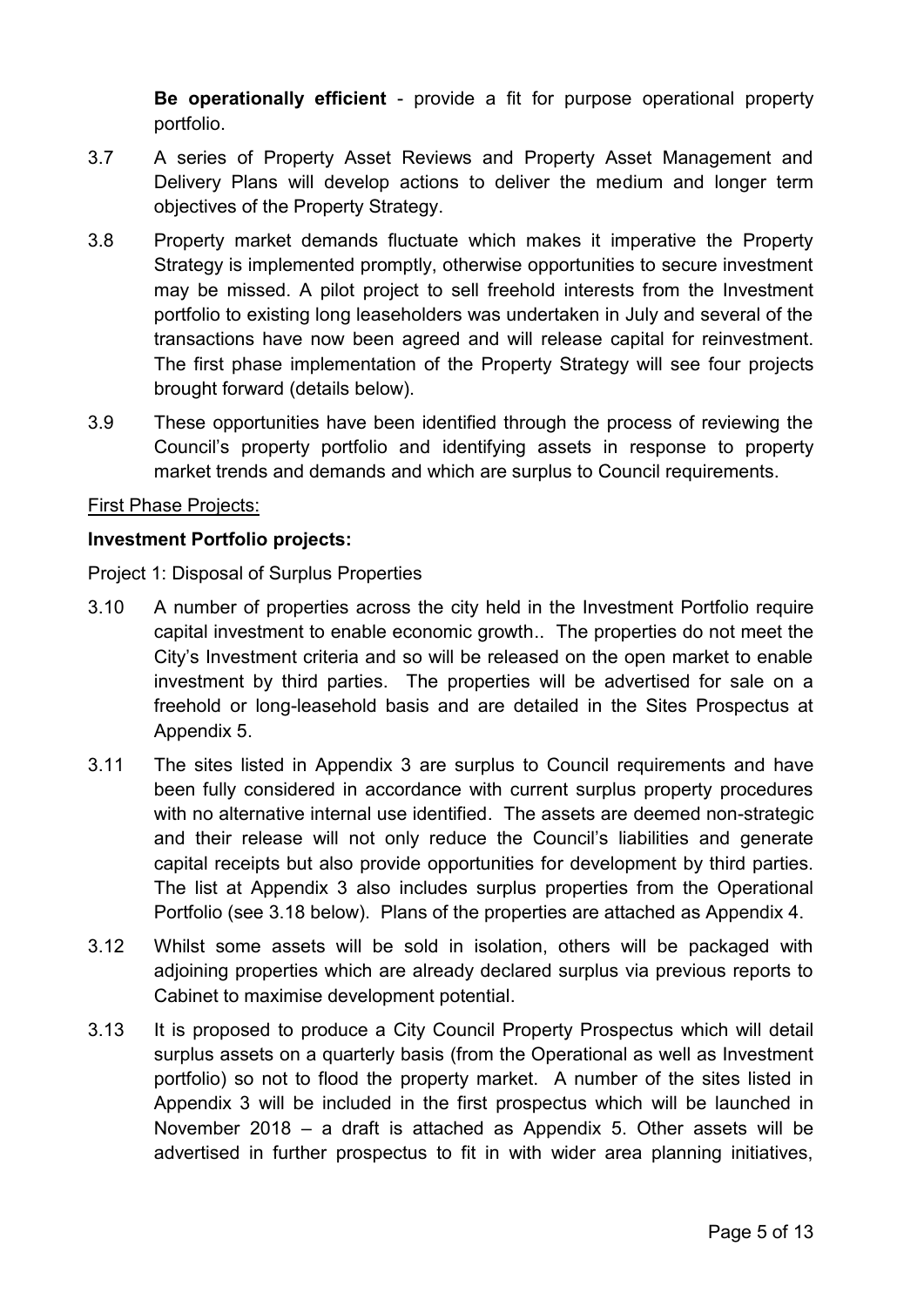**Be operationally efficient** - provide a fit for purpose operational property portfolio.

3.7 A series of Property Asset Reviews and Property Asset Management and Delivery Plans will develop actions to deliver the medium and longer term objectives of the Property Strategy.

3.8 Property market demands fluctuate which makes it imperative the Property Strategy is implemented promptly, otherwise opportunities to secure investment may be missed. A pilot project to sell freehold interests from the Investment portfolio to existing long leaseholders was undertaken in July and several of the transactions have now been agreed and will release capital for reinvestment. The first phase implementation of the Property Strategy will see four projects brought forward (details below).

3.9 These opportunities have been identified through the process of reviewing the Council's property portfolio and identifying assets in response to property market trends and demands and which are surplus to Council requirements.

<u>First Phase Projects:</u>

**Investment Portfolio projects:**

Project 1: Disposal of Surplus Properties

3.10 A number of properties across the city held in the Investment Portfolio require capital investment to enable economic growth.. The properties do not meet the City's Investment criteria and so will be released on the open market to enable investment by third parties. The properties will be advertised for sale on a freehold or long-leasehold basis and are detailed in the Sites Prospectus at Appendix 5.

3.11 The sites listed in Appendix 3 are surplus to Council requirements and have been fully considered in accordance with current surplus property procedures with no alternative internal use identified. The assets are deemed non-strategic and their release will not only reduce the Council's liabilities and generate capital receipts but also provide opportunities for development by third parties. The list at Appendix 3 also includes surplus properties from the Operational Portfolio (see 3.18 below). Plans of the properties are attached as Appendix 4.

3.12 Whilst some assets will be sold in isolation, others will be packaged with adjoining properties which are already declared surplus via previous reports to Cabinet to maximise development potential.

3.13 It is proposed to produce a City Council Property Prospectus which will detail surplus assets on a quarterly basis (from the Operational as well as Investment portfolio) so not to flood the property market. A number of the sites listed in Appendix 3 will be included in the first prospectus which will be launched in November 2018 – a draft is attached as Appendix 5. Other assets will be advertised in further prospectus to fit in with wider area planning initiatives,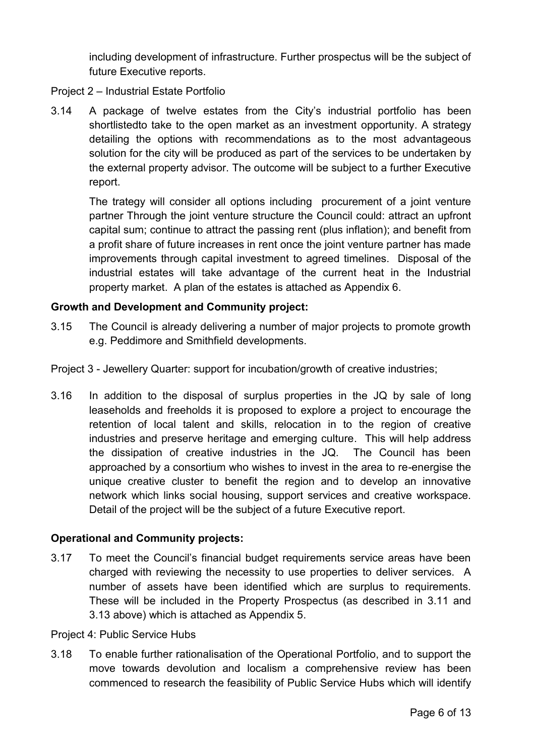including development of infrastructure. Further prospectus will be the subject of future Executive reports.

Project 2 – Industrial Estate Portfolio

3.14 A package of twelve estates from the City's industrial portfolio has been shortlistedto take to the open market as an investment opportunity. A strategy detailing the options with recommendations as to the most advantageous solution for the city will be produced as part of the services to be undertaken by the external property advisor. The outcome will be subject to a further Executive report.

The trategy will consider all options including procurement of a joint venture partner Through the joint venture structure the Council could: attract an upfront capital sum; continue to attract the passing rent (plus inflation); and benefit from a profit share of future increases in rent once the joint venture partner has made improvements through capital investment to agreed timelines. Disposal of the industrial estates will take advantage of the current heat in the Industrial property market. A plan of the estates is attached as Appendix 6.

**Growth and Development and Community project:**

3.15 The Council is already delivering a number of major projects to promote growth e.g. Peddimore and Smithfield developments.

Project 3 - Jewellery Quarter: support for incubation/growth of creative industries;

3.16 In addition to the disposal of surplus properties in the JQ by sale of long leaseholds and freeholds it is proposed to explore a project to encourage the retention of local talent and skills, relocation in to the region of creative industries and preserve heritage and emerging culture. This will help address the dissipation of creative industries in the JQ. The Council has been approached by a consortium who wishes to invest in the area to re-energise the unique creative cluster to benefit the region and to develop an innovative network which links social housing, support services and creative workspace. Detail of the project will be the subject of a future Executive report.

**Operational and Community projects:**

3.17 To meet the Council's financial budget requirements service areas have been charged with reviewing the necessity to use properties to deliver services. A number of assets have been identified which are surplus to requirements. These will be included in the Property Prospectus (as described in 3.11 and 3.13 above) which is attached as Appendix 5.

Project 4: Public Service Hubs

3.18 To enable further rationalisation of the Operational Portfolio, and to support the move towards devolution and localism a comprehensive review has been commenced to research the feasibility of Public Service Hubs which will identify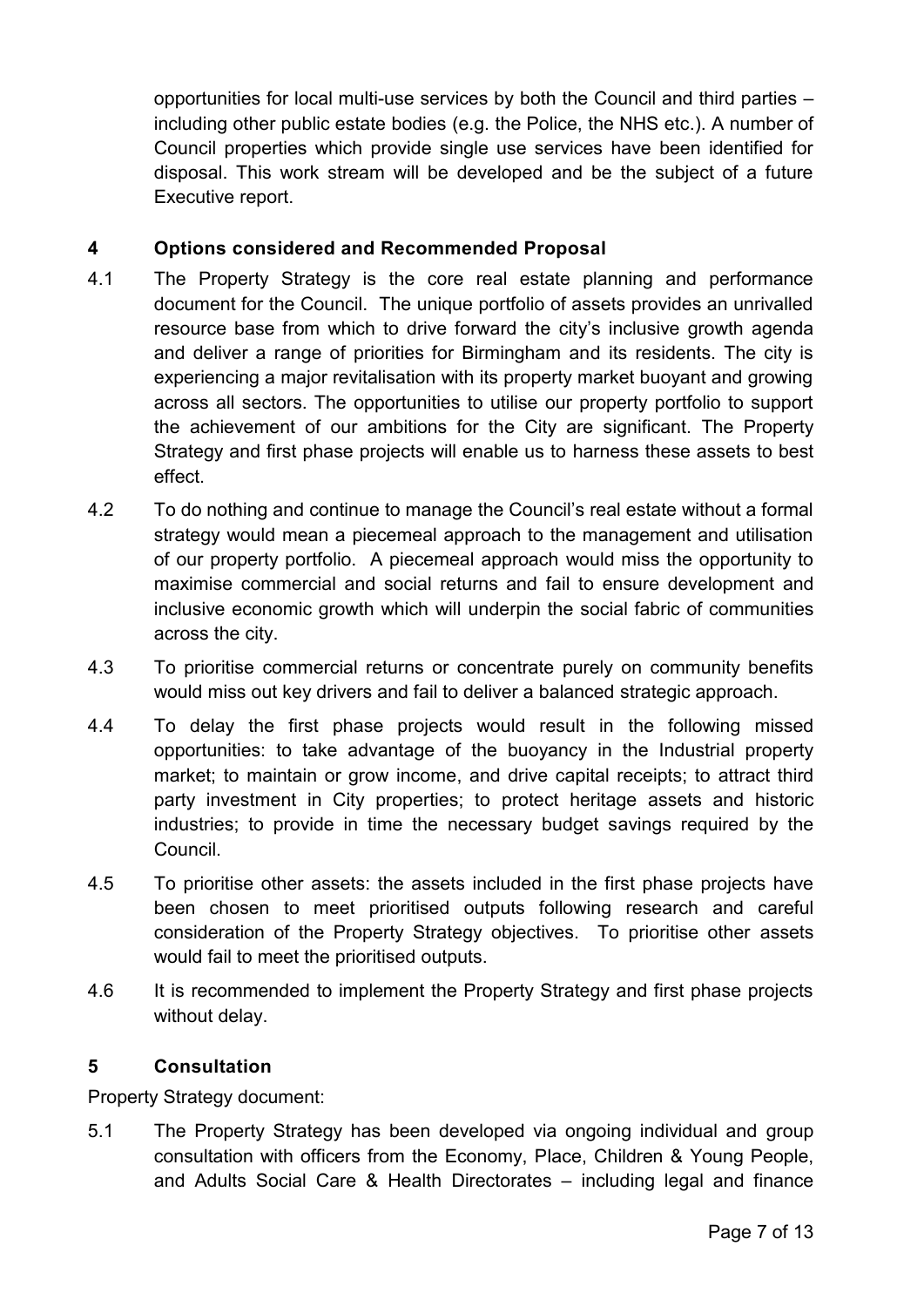opportunities for local multi-use services by both the Council and third parties – including other public estate bodies (e.g. the Police, the NHS etc.). A number of Council properties which provide single use services have been identified for disposal. This work stream will be developed and be the subject of a future Executive report.

## 4 Options considered and Recommended Proposal

4.1 The Property Strategy is the core real estate planning and performance document for the Council. The unique portfolio of assets provides an unrivalled resource base from which to drive forward the city's inclusive growth agenda and deliver a range of priorities for Birmingham and its residents. The city is experiencing a major revitalisation with its property market buoyant and growing across all sectors. The opportunities to utilise our property portfolio to support the achievement of our ambitions for the City are significant. The Property Strategy and first phase projects will enable us to harness these assets to best effect.

4.2 To do nothing and continue to manage the Council's real estate without a formal strategy would mean a piecemeal approach to the management and utilisation of our property portfolio. A piecemeal approach would miss the opportunity to maximise commercial and social returns and fail to ensure development and inclusive economic growth which will underpin the social fabric of communities across the city.

4.3 To prioritise commercial returns or concentrate purely on community benefits would miss out key drivers and fail to deliver a balanced strategic approach.

4.4 To delay the first phase projects would result in the following missed opportunities: to take advantage of the buoyancy in the Industrial property market; to maintain or grow income, and drive capital receipts; to attract third party investment in City properties; to protect heritage assets and historic industries; to provide in time the necessary budget savings required by the Council.

4.5 To prioritise other assets: the assets included in the first phase projects have been chosen to meet prioritised outputs following research and careful consideration of the Property Strategy objectives. To prioritise other assets would fail to meet the prioritised outputs.

4.6 It is recommended to implement the Property Strategy and first phase projects without delay.

## 5 Consultation

Property Strategy document:

5.1 The Property Strategy has been developed via ongoing individual and group consultation with officers from the Economy, Place, Children & Young People, and Adults Social Care & Health Directorates – including legal and finance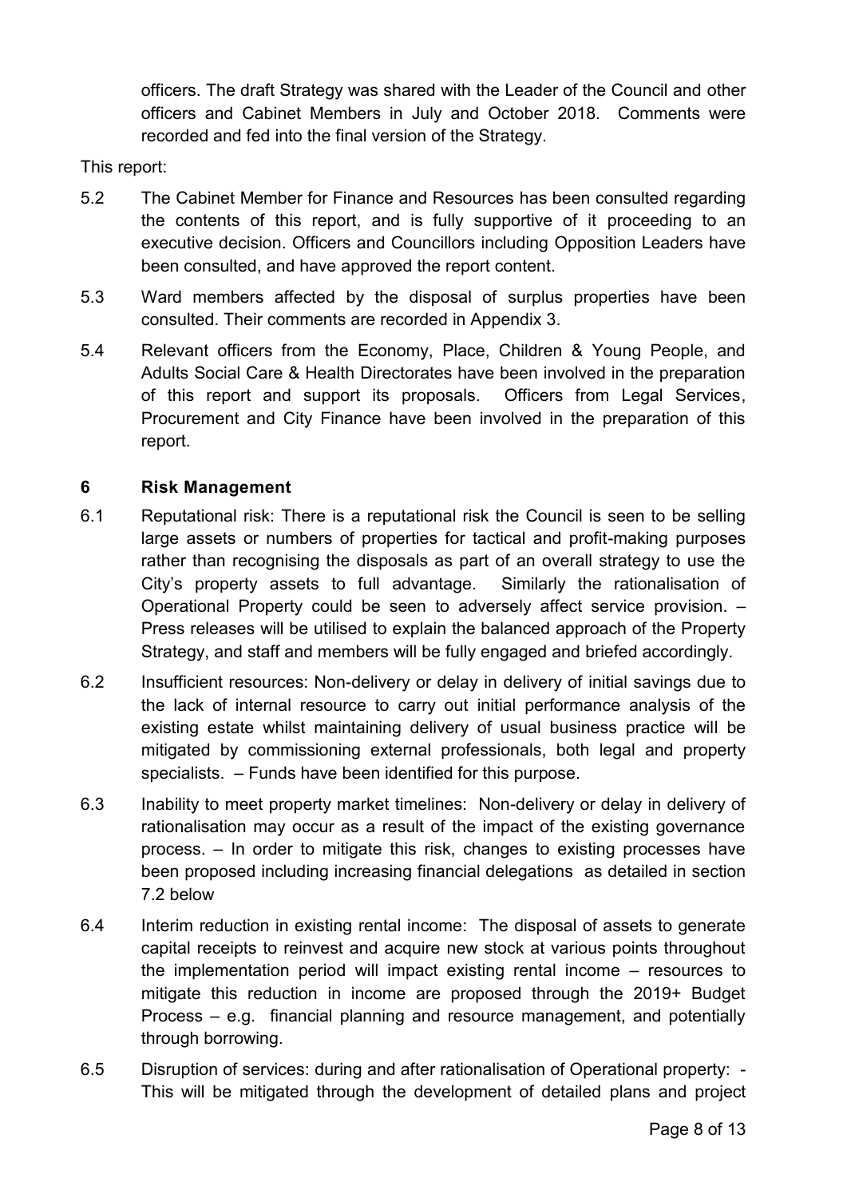officers. The draft Strategy was shared with the Leader of the Council and other officers and Cabinet Members in July and October 2018. Comments were recorded and fed into the final version of the Strategy.

This report:

5.2 The Cabinet Member for Finance and Resources has been consulted regarding the contents of this report, and is fully supportive of it proceeding to an executive decision. Officers and Councillors including Opposition Leaders have been consulted, and have approved the report content.

5.3 Ward members affected by the disposal of surplus properties have been consulted. Their comments are recorded in Appendix 3.

5.4 Relevant officers from the Economy, Place, Children & Young People, and Adults Social Care & Health Directorates have been involved in the preparation of this report and support its proposals. Officers from Legal Services, Procurement and City Finance have been involved in the preparation of this report.

## 6 Risk Management

6.1 Reputational risk: There is a reputational risk the Council is seen to be selling large assets or numbers of properties for tactical and profit-making purposes rather than recognising the disposals as part of an overall strategy to use the City's property assets to full advantage. Similarly the rationalisation of Operational Property could be seen to adversely affect service provision. – Press releases will be utilised to explain the balanced approach of the Property Strategy, and staff and members will be fully engaged and briefed accordingly.

6.2 Insufficient resources: Non-delivery or delay in delivery of initial savings due to the lack of internal resource to carry out initial performance analysis of the existing estate whilst maintaining delivery of usual business practice will be mitigated by commissioning external professionals, both legal and property specialists. – Funds have been identified for this purpose.

6.3 Inability to meet property market timelines: Non-delivery or delay in delivery of rationalisation may occur as a result of the impact of the existing governance process. – In order to mitigate this risk, changes to existing processes have been proposed including increasing financial delegations as detailed in section 7.2 below

6.4 Interim reduction in existing rental income: The disposal of assets to generate capital receipts to reinvest and acquire new stock at various points throughout the implementation period will impact existing rental income – resources to mitigate this reduction in income are proposed through the 2019+ Budget Process – e.g. financial planning and resource management, and potentially through borrowing.

6.5 Disruption of services: during and after rationalisation of Operational property: - This will be mitigated through the development of detailed plans and project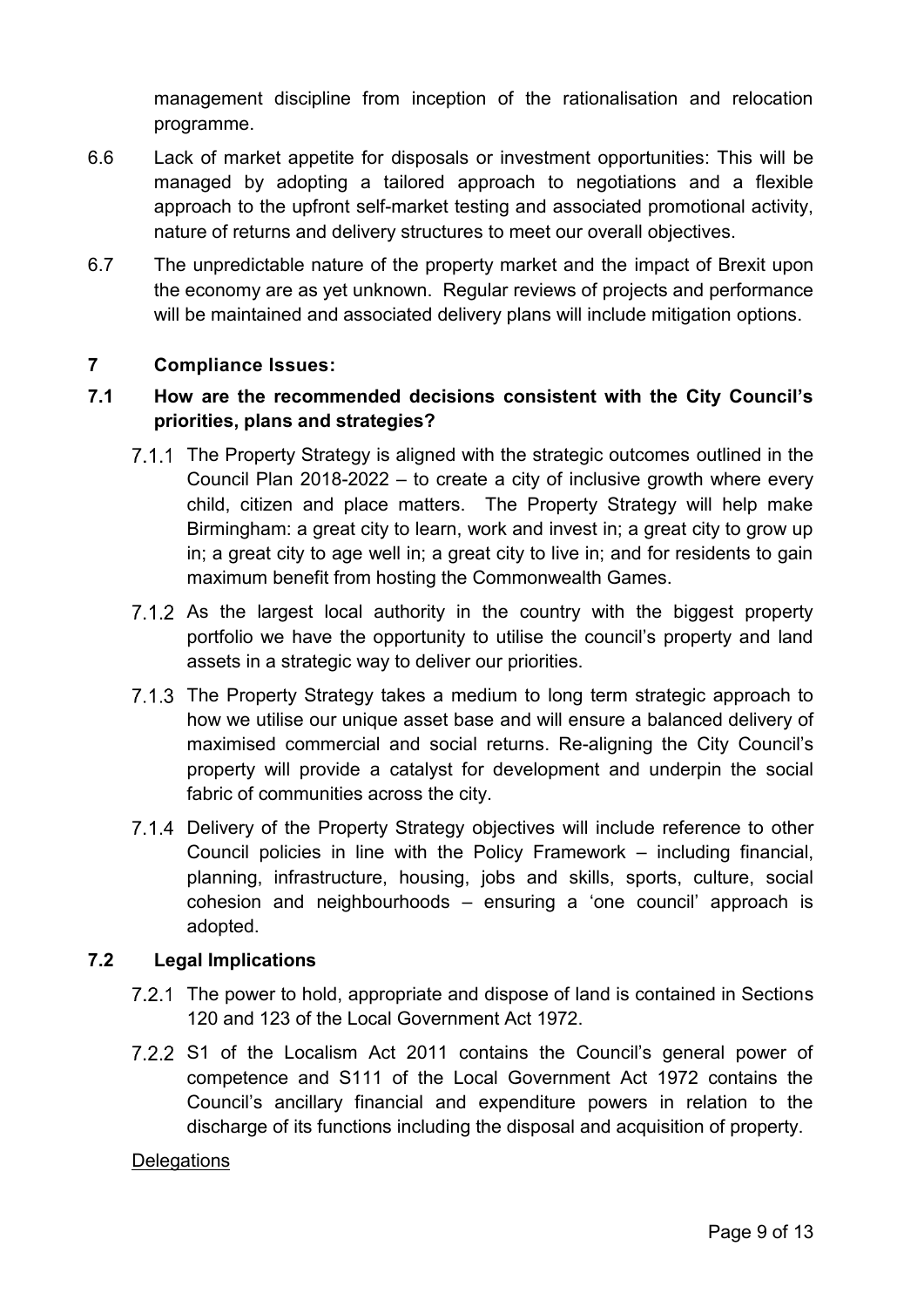management discipline from inception of the rationalisation and relocation programme.

6.6 Lack of market appetite for disposals or investment opportunities: This will be managed by adopting a tailored approach to negotiations and a flexible approach to the upfront self-market testing and associated promotional activity, nature of returns and delivery structures to meet our overall objectives.

6.7 The unpredictable nature of the property market and the impact of Brexit upon the economy are as yet unknown. Regular reviews of projects and performance will be maintained and associated delivery plans will include mitigation options.

## 7 Compliance Issues:

### 7.1 How are the recommended decisions consistent with the City Council's priorities, plans and strategies?

7.1.1 The Property Strategy is aligned with the strategic outcomes outlined in the Council Plan 2018-2022 – to create a city of inclusive growth where every child, citizen and place matters. The Property Strategy will help make Birmingham: a great city to learn, work and invest in; a great city to grow up in; a great city to age well in; a great city to live in; and for residents to gain maximum benefit from hosting the Commonwealth Games.

7.1.2 As the largest local authority in the country with the biggest property portfolio we have the opportunity to utilise the council's property and land assets in a strategic way to deliver our priorities.

7.1.3 The Property Strategy takes a medium to long term strategic approach to how we utilise our unique asset base and will ensure a balanced delivery of maximised commercial and social returns. Re-aligning the City Council's property will provide a catalyst for development and underpin the social fabric of communities across the city.

7.1.4 Delivery of the Property Strategy objectives will include reference to other Council policies in line with the Policy Framework – including financial, planning, infrastructure, housing, jobs and skills, sports, culture, social cohesion and neighbourhoods – ensuring a 'one council' approach is adopted.

### 7.2 Legal Implications

7.2.1 The power to hold, appropriate and dispose of land is contained in Sections 120 and 123 of the Local Government Act 1972.

7.2.2 S1 of the Localism Act 2011 contains the Council's general power of competence and S111 of the Local Government Act 1972 contains the Council's ancillary financial and expenditure powers in relation to the discharge of its functions including the disposal and acquisition of property.

<u>Delegations</u>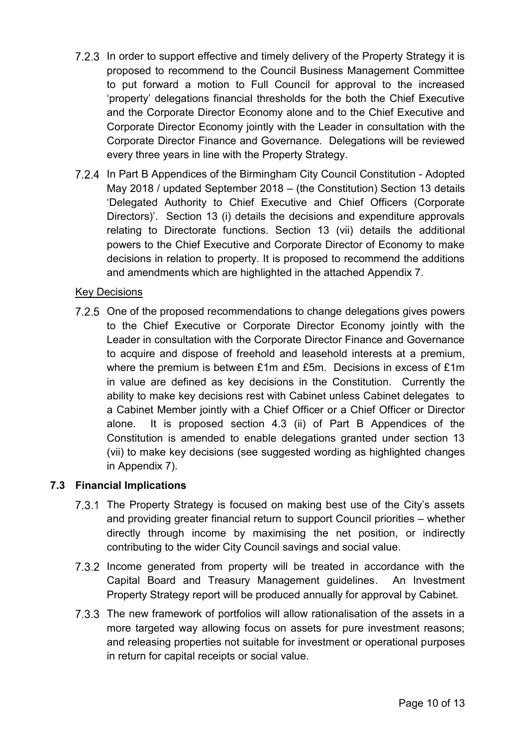7.2.3 In order to support effective and timely delivery of the Property Strategy it is proposed to recommend to the Council Business Management Committee to put forward a motion to Full Council for approval to the increased 'property' delegations financial thresholds for the both the Chief Executive and the Corporate Director Economy alone and to the Chief Executive and Corporate Director Economy jointly with the Leader in consultation with the Corporate Director Finance and Governance. Delegations will be reviewed every three years in line with the Property Strategy.

7.2.4 In Part B Appendices of the Birmingham City Council Constitution - Adopted May 2018 / updated September 2018 – (the Constitution) Section 13 details 'Delegated Authority to Chief Executive and Chief Officers (Corporate Directors)'. Section 13 (i) details the decisions and expenditure approvals relating to Directorate functions. Section 13 (vii) details the additional powers to the Chief Executive and Corporate Director of Economy to make decisions in relation to property. It is proposed to recommend the additions and amendments which are highlighted in the attached Appendix 7.

Key Decisions

7.2.5 One of the proposed recommendations to change delegations gives powers to the Chief Executive or Corporate Director Economy jointly with the Leader in consultation with the Corporate Director Finance and Governance to acquire and dispose of freehold and leasehold interests at a premium, where the premium is between £1m and £5m. Decisions in excess of £1m in value are defined as key decisions in the Constitution. Currently the ability to make key decisions rest with Cabinet unless Cabinet delegates to a Cabinet Member jointly with a Chief Officer or a Chief Officer or Director alone. It is proposed section 4.3 (ii) of Part B Appendices of the Constitution is amended to enable delegations granted under section 13 (vii) to make key decisions (see suggested wording as highlighted changes in Appendix 7).

### 7.3 Financial Implications

7.3.1 The Property Strategy is focused on making best use of the City's assets and providing greater financial return to support Council priorities – whether directly through income by maximising the net position, or indirectly contributing to the wider City Council savings and social value.

7.3.2 Income generated from property will be treated in accordance with the Capital Board and Treasury Management guidelines. An Investment Property Strategy report will be produced annually for approval by Cabinet.

7.3.3 The new framework of portfolios will allow rationalisation of the assets in a more targeted way allowing focus on assets for pure investment reasons; and releasing properties not suitable for investment or operational purposes in return for capital receipts or social value.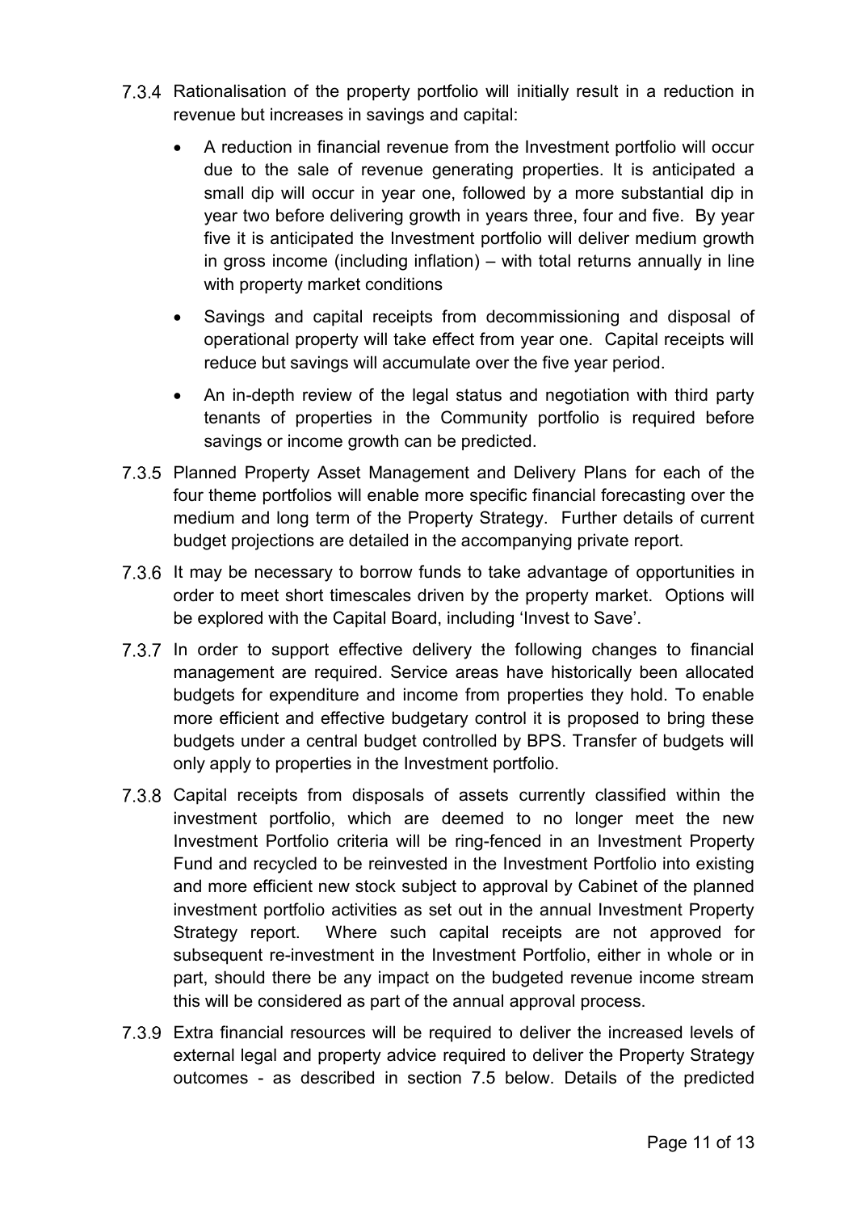7.3.4 Rationalisation of the property portfolio will initially result in a reduction in revenue but increases in savings and capital:

- A reduction in financial revenue from the Investment portfolio will occur due to the sale of revenue generating properties. It is anticipated a small dip will occur in year one, followed by a more substantial dip in year two before delivering growth in years three, four and five. By year five it is anticipated the Investment portfolio will deliver medium growth in gross income (including inflation) – with total returns annually in line with property market conditions
- Savings and capital receipts from decommissioning and disposal of operational property will take effect from year one. Capital receipts will reduce but savings will accumulate over the five year period.
- An in-depth review of the legal status and negotiation with third party tenants of properties in the Community portfolio is required before savings or income growth can be predicted.

7.3.5 Planned Property Asset Management and Delivery Plans for each of the four theme portfolios will enable more specific financial forecasting over the medium and long term of the Property Strategy. Further details of current budget projections are detailed in the accompanying private report.

7.3.6 It may be necessary to borrow funds to take advantage of opportunities in order to meet short timescales driven by the property market. Options will be explored with the Capital Board, including 'Invest to Save'.

7.3.7 In order to support effective delivery the following changes to financial management are required. Service areas have historically been allocated budgets for expenditure and income from properties they hold. To enable more efficient and effective budgetary control it is proposed to bring these budgets under a central budget controlled by BPS. Transfer of budgets will only apply to properties in the Investment portfolio.

7.3.8 Capital receipts from disposals of assets currently classified within the investment portfolio, which are deemed to no longer meet the new Investment Portfolio criteria will be ring-fenced in an Investment Property Fund and recycled to be reinvested in the Investment Portfolio into existing and more efficient new stock subject to approval by Cabinet of the planned investment portfolio activities as set out in the annual Investment Property Strategy report. Where such capital receipts are not approved for subsequent re-investment in the Investment Portfolio, either in whole or in part, should there be any impact on the budgeted revenue income stream this will be considered as part of the annual approval process.

7.3.9 Extra financial resources will be required to deliver the increased levels of external legal and property advice required to deliver the Property Strategy outcomes - as described in section 7.5 below. Details of the predicted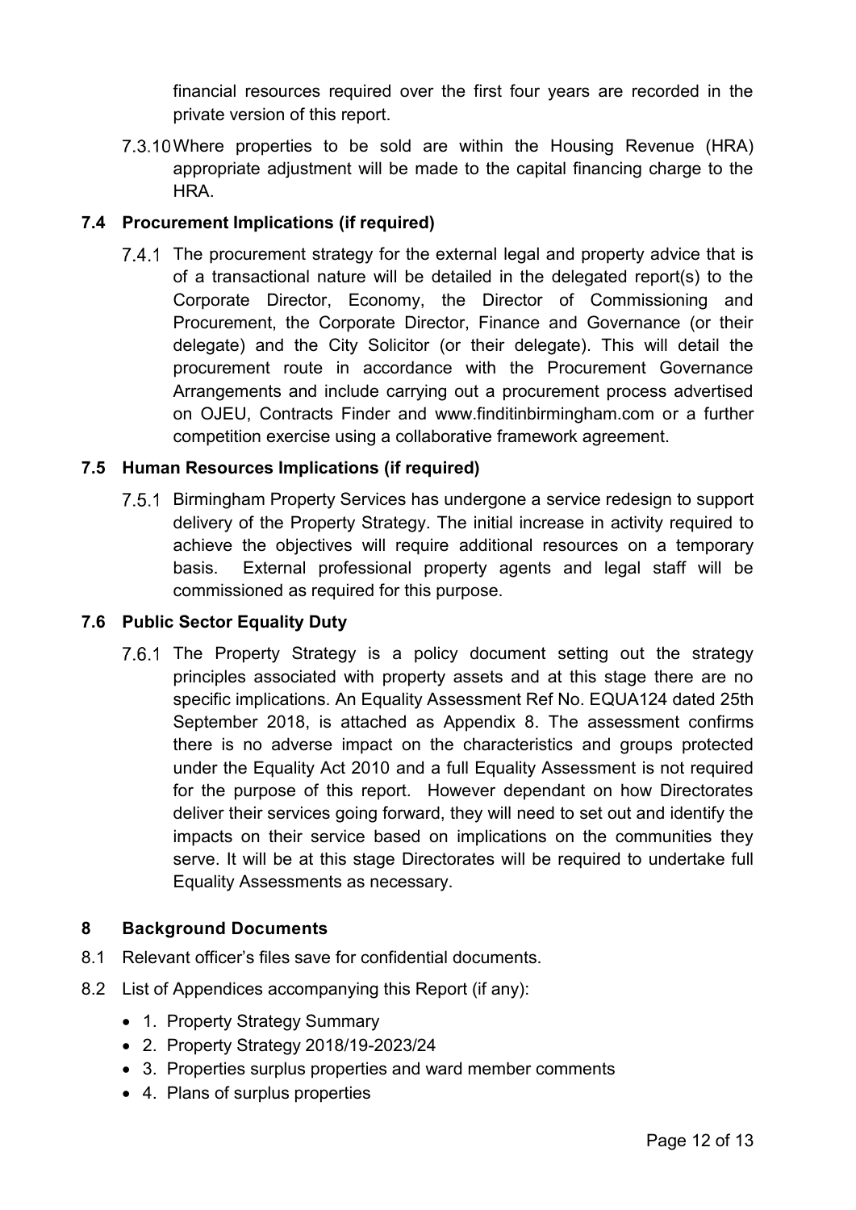financial resources required over the first four years are recorded in the private version of this report.

7.3.10 Where properties to be sold are within the Housing Revenue (HRA) appropriate adjustment will be made to the capital financing charge to the HRA.

### 7.4 Procurement Implications (if required)

7.4.1 The procurement strategy for the external legal and property advice that is of a transactional nature will be detailed in the delegated report(s) to the Corporate Director, Economy, the Director of Commissioning and Procurement, the Corporate Director, Finance and Governance (or their delegate) and the City Solicitor (or their delegate). This will detail the procurement route in accordance with the Procurement Governance Arrangements and include carrying out a procurement process advertised on OJEU, Contracts Finder and www.finditinbirmingham.com or a further competition exercise using a collaborative framework agreement.

### 7.5 Human Resources Implications (if required)

7.5.1 Birmingham Property Services has undergone a service redesign to support delivery of the Property Strategy. The initial increase in activity required to achieve the objectives will require additional resources on a temporary basis. External professional property agents and legal staff will be commissioned as required for this purpose.

### 7.6 Public Sector Equality Duty

7.6.1 The Property Strategy is a policy document setting out the strategy principles associated with property assets and at this stage there are no specific implications. An Equality Assessment Ref No. EQUA124 dated 25th September 2018, is attached as Appendix 8. The assessment confirms there is no adverse impact on the characteristics and groups protected under the Equality Act 2010 and a full Equality Assessment is not required for the purpose of this report. However dependant on how Directorates deliver their services going forward, they will need to set out and identify the impacts on their service based on implications on the communities they serve. It will be at this stage Directorates will be required to undertake full Equality Assessments as necessary.

## 8 Background Documents

8.1 Relevant officer's files save for confidential documents.

8.2 List of Appendices accompanying this Report (if any):

- 1. Property Strategy Summary
- 2. Property Strategy 2018/19-2023/24
- 3. Properties surplus properties and ward member comments
- 4. Plans of surplus properties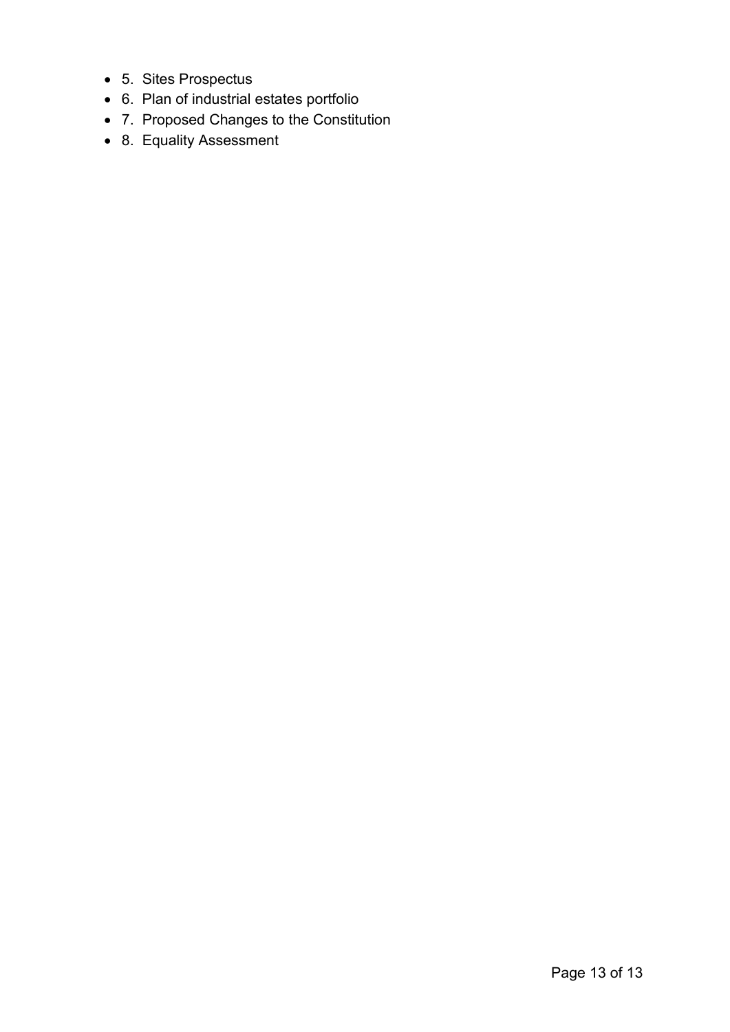- 5. Sites Prospectus
- 6. Plan of industrial estates portfolio
- 7. Proposed Changes to the Constitution
- 8. Equality Assessment